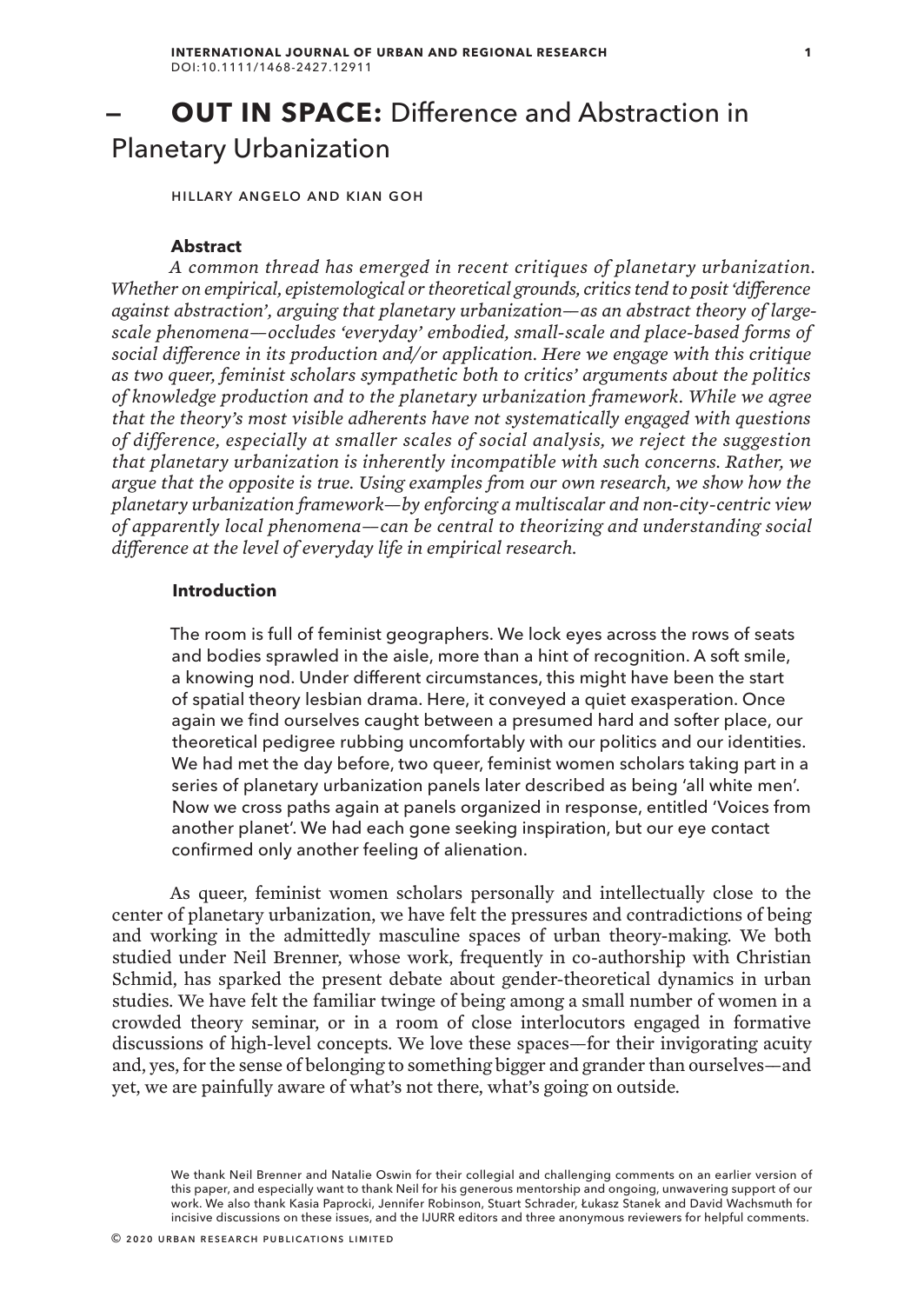# – OUT IN SPACE: Difference and Abstraction in Planetary Urbanization

HILLARY ANGELO AND KIAN GOH

### Abstract

*A common thread has emerged in recent critiques of planetary urbanization. Whether on empirical, epistemological or theoretical grounds, critics tend to posit 'difference against abstraction', arguing that planetary urbanization—as an abstract theory of large-scale phenomena—occludes 'everyday' embodied, small-scale and place-based forms of social difference in its production and/or application. Here we engage with this critique as two queer, feminist scholars sympathetic both to critics' arguments about the politics of knowledge production and to the planetary urbanization framework. While we agree that the theory's most visible adherents have not systematically engaged with questions of difference, especially at smaller scales of social analysis, we reject the suggestion that planetary urbanization is inherently incompatible with such concerns. Rather, we argue that the opposite is true. Using examples from our own research, we show how the planetary urbanization framework—by enforcing a multiscalar and non-city-centric view of apparently local phenomena—can be central to theorizing and understanding social difference at the level of everyday life in empirical research.*

### Introduction

> The room is full of feminist geographers. We lock eyes across the rows of seats and bodies sprawled in the aisle, more than a hint of recognition. A soft smile, a knowing nod. Under different circumstances, this might have been the start of spatial theory lesbian drama. Here, it conveyed a quiet exasperation. Once again we find ourselves caught between a presumed hard and softer place, our theoretical pedigree rubbing uncomfortably with our politics and our identities. We had met the day before, two queer, feminist women scholars taking part in a series of planetary urbanization panels later described as being 'all white men'. Now we cross paths again at panels organized in response, entitled 'Voices from another planet'. We had each gone seeking inspiration, but our eye contact confirmed only another feeling of alienation.

As queer, feminist women scholars personally and intellectually close to the center of planetary urbanization, we have felt the pressures and contradictions of being and working in the admittedly masculine spaces of urban theory-making. We both studied under Neil Brenner, whose work, frequently in co-authorship with Christian Schmid, has sparked the present debate about gender-theoretical dynamics in urban studies. We have felt the familiar twinge of being among a small number of women in a crowded theory seminar, or in a room of close interlocutors engaged in formative discussions of high-level concepts. We love these spaces—for their invigorating acuity and, yes, for the sense of belonging to something bigger and grander than ourselves—and yet, we are painfully aware of what's not there, what's going on outside.

We thank Neil Brenner and Natalie Oswin for their collegial and challenging comments on an earlier version of this paper, and especially want to thank Neil for his generous mentorship and ongoing, unwavering support of our work. We also thank Kasia Paprocki, Jennifer Robinson, Stuart Schrader, Łukasz Stanek and David Wachsmuth for incisive discussions on these issues, and the IJURR editors and three anonymous reviewers for helpful comments.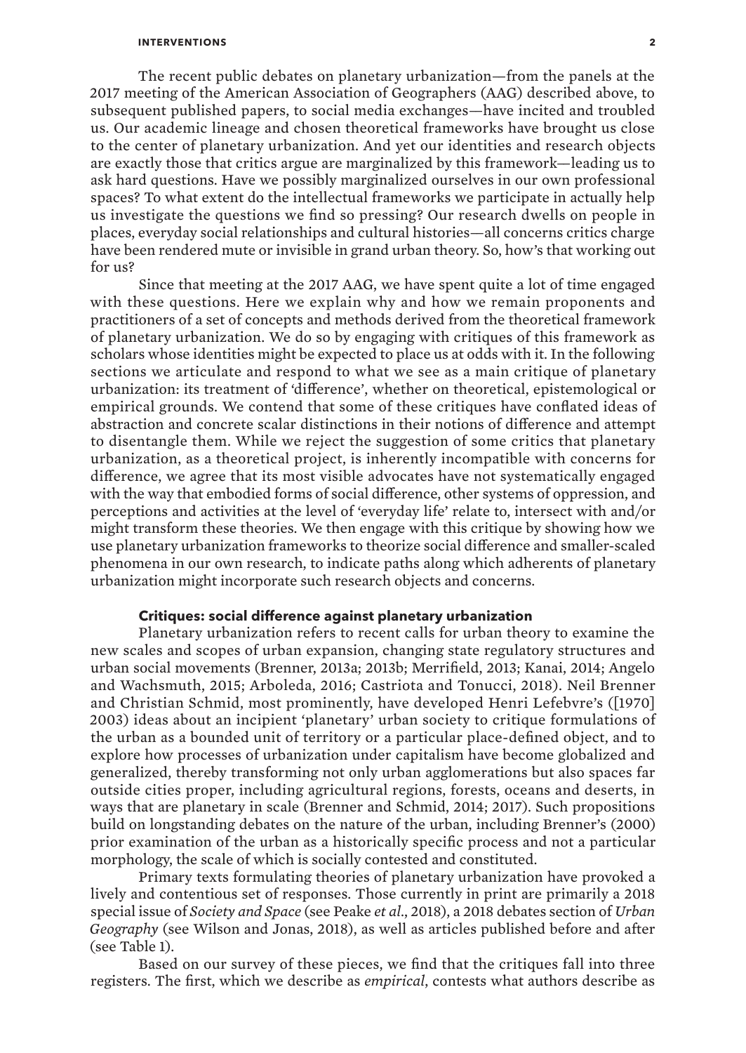The recent public debates on planetary urbanization—from the panels at the 2017 meeting of the American Association of Geographers (AAG) described above, to subsequent published papers, to social media exchanges—have incited and troubled us. Our academic lineage and chosen theoretical frameworks have brought us close to the center of planetary urbanization. And yet our identities and research objects are exactly those that critics argue are marginalized by this framework—leading us to ask hard questions. Have we possibly marginalized ourselves in our own professional spaces? To what extent do the intellectual frameworks we participate in actually help us investigate the questions we find so pressing? Our research dwells on people in places, everyday social relationships and cultural histories—all concerns critics charge have been rendered mute or invisible in grand urban theory. So, how's that working out for us?

Since that meeting at the 2017 AAG, we have spent quite a lot of time engaged with these questions. Here we explain why and how we remain proponents and practitioners of a set of concepts and methods derived from the theoretical framework of planetary urbanization. We do so by engaging with critiques of this framework as scholars whose identities might be expected to place us at odds with it. In the following sections we articulate and respond to what we see as a main critique of planetary urbanization: its treatment of 'difference', whether on theoretical, epistemological or empirical grounds. We contend that some of these critiques have conflated ideas of abstraction and concrete scalar distinctions in their notions of difference and attempt to disentangle them. While we reject the suggestion of some critics that planetary urbanization, as a theoretical project, is inherently incompatible with concerns for difference, we agree that its most visible advocates have not systematically engaged with the way that embodied forms of social difference, other systems of oppression, and perceptions and activities at the level of 'everyday life' relate to, intersect with and/or might transform these theories. We then engage with this critique by showing how we use planetary urbanization frameworks to theorize social difference and smaller-scaled phenomena in our own research, to indicate paths along which adherents of planetary urbanization might incorporate such research objects and concerns.

## Critiques: social difference against planetary urbanization

Planetary urbanization refers to recent calls for urban theory to examine the new scales and scopes of urban expansion, changing state regulatory structures and urban social movements (Brenner, 2013a; 2013b; Merrifield, 2013; Kanai, 2014; Angelo and Wachsmuth, 2015; Arboleda, 2016; Castriota and Tonucci, 2018). Neil Brenner and Christian Schmid, most prominently, have developed Henri Lefebvre's ([1970] 2003) ideas about an incipient 'planetary' urban society to critique formulations of the urban as a bounded unit of territory or a particular place-defined object, and to explore how processes of urbanization under capitalism have become globalized and generalized, thereby transforming not only urban agglomerations but also spaces far outside cities proper, including agricultural regions, forests, oceans and deserts, in ways that are planetary in scale (Brenner and Schmid, 2014; 2017). Such propositions build on longstanding debates on the nature of the urban, including Brenner's (2000) prior examination of the urban as a historically specific process and not a particular morphology, the scale of which is socially contested and constituted.

Primary texts formulating theories of planetary urbanization have provoked a lively and contentious set of responses. Those currently in print are primarily a 2018 special issue of *Society and Space* (see Peake *et al*., 2018), a 2018 debates section of *Urban Geography* (see Wilson and Jonas, 2018), as well as articles published before and after (see Table 1).

Based on our survey of these pieces, we find that the critiques fall into three registers. The first, which we describe as *empirical*, contests what authors describe as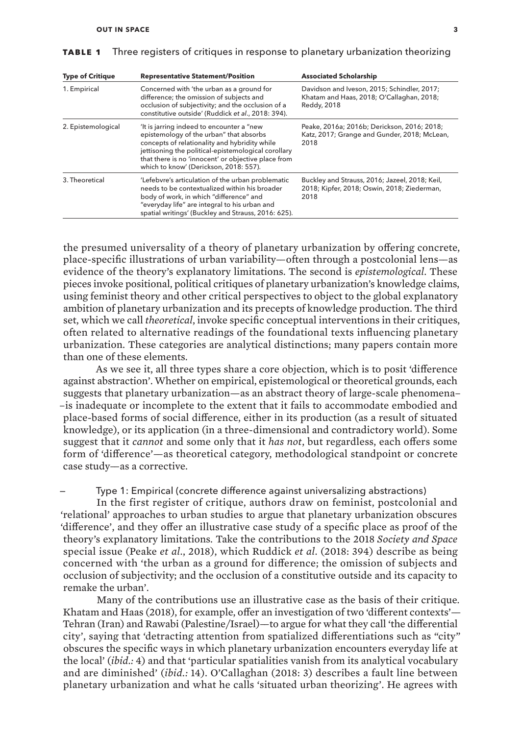**TABLE 1** Three registers of critiques in response to planetary urbanization theorizing

| Type of Critique | Representative Statement/Position | Associated Scholarship |
|---|---|---|
| 1. Empirical | Concerned with 'the urban as a ground for difference; the omission of subjects and occlusion of subjectivity; and the occlusion of a constitutive outside' (Ruddick *et al*., 2018: 394). | Davidson and Iveson, 2015; Schindler, 2017; Khatam and Haas, 2018; O'Callaghan, 2018; Reddy, 2018 |
| 2. Epistemological | 'It is jarring indeed to encounter a "new epistemology of the urban" that absorbs concepts of relationality and hybridity while jettisoning the political-epistemological corollary that there is no 'innocent' or objective place from which to know' (Derickson, 2018: 557). | Peake, 2016a; 2016b; Derickson, 2016; 2018; Katz, 2017; Grange and Gunder, 2018; McLean, 2018 |
| 3. Theoretical | 'Lefebvre's articulation of the urban problematic needs to be contextualized within his broader body of work, in which "difference" and "everyday life" are integral to his urban and spatial writings' (Buckley and Strauss, 2016: 625). | Buckley and Strauss, 2016; Jazeel, 2018; Keil, 2018; Kipfer, 2018; Oswin, 2018; Ziederman, 2018 |

the presumed universality of a theory of planetary urbanization by offering concrete, place-specific illustrations of urban variability—often through a postcolonial lens—as evidence of the theory's explanatory limitations. The second is *epistemological*. These pieces invoke positional, political critiques of planetary urbanization's knowledge claims, using feminist theory and other critical perspectives to object to the global explanatory ambition of planetary urbanization and its precepts of knowledge production. The third set, which we call *theoretical*, invoke specific conceptual interventions in their critiques, often related to alternative readings of the foundational texts influencing planetary urbanization. These categories are analytical distinctions; many papers contain more than one of these elements.

As we see it, all three types share a core objection, which is to posit 'difference against abstraction'. Whether on empirical, epistemological or theoretical grounds, each suggests that planetary urbanization—as an abstract theory of large-scale phenomena—is inadequate or incomplete to the extent that it fails to accommodate embodied and place-based forms of social difference, either in its production (as a result of situated knowledge), or its application (in a three-dimensional and contradictory world). Some suggest that it *cannot* and some only that it *has not*, but regardless, each offers some form of 'difference'—as theoretical category, methodological standpoint or concrete case study—as a corrective.

### — Type 1: Empirical (concrete difference against universalizing abstractions)

In the first register of critique, authors draw on feminist, postcolonial and 'relational' approaches to urban studies to argue that planetary urbanization obscures 'difference', and they offer an illustrative case study of a specific place as proof of the theory's explanatory limitations. Take the contributions to the 2018 *Society and Space* special issue (Peake *et al*., 2018), which Ruddick *et al*. (2018: 394) describe as being concerned with 'the urban as a ground for difference; the omission of subjects and occlusion of subjectivity; and the occlusion of a constitutive outside and its capacity to remake the urban'.

Many of the contributions use an illustrative case as the basis of their critique. Khatam and Haas (2018), for example, offer an investigation of two 'different contexts'—Tehran (Iran) and Rawabi (Palestine/Israel)—to argue for what they call 'the differential city', saying that 'detracting attention from spatialized differentiations such as "city" obscures the specific ways in which planetary urbanization encounters everyday life at the local' (*ibid*.: 4) and that 'particular spatialities vanish from its analytical vocabulary and are diminished' (*ibid*.: 14). O'Callaghan (2018: 3) describes a fault line between planetary urbanization and what he calls 'situated urban theorizing'. He agrees with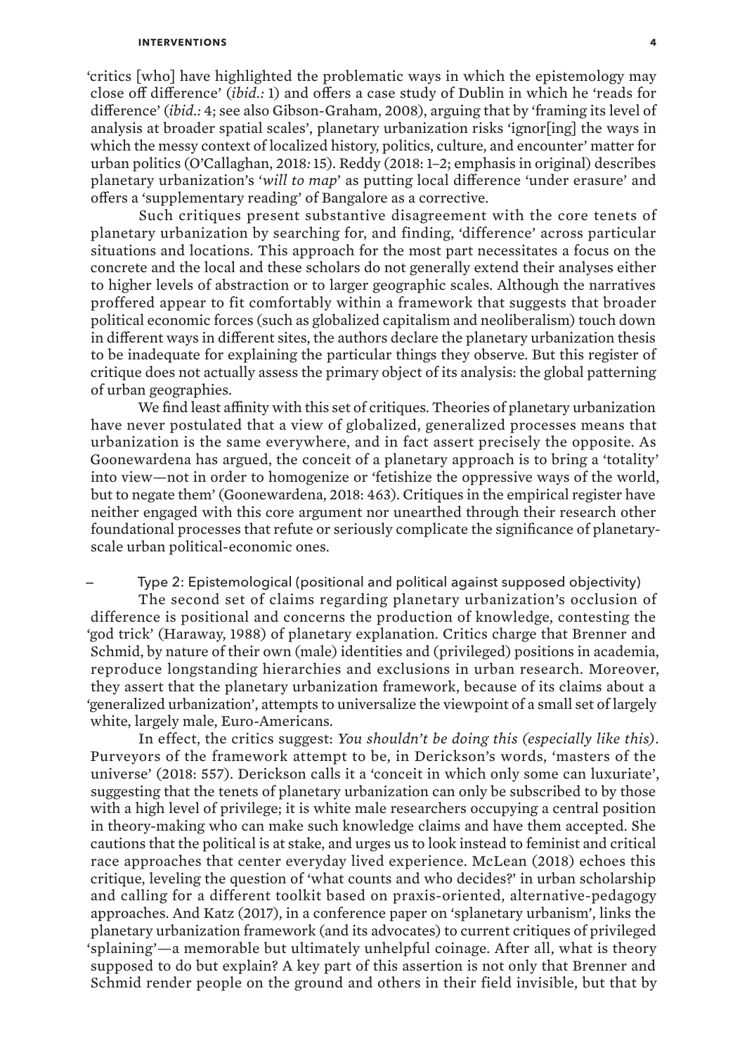'critics [who] have highlighted the problematic ways in which the epistemology may close off difference' (*ibid.:* 1) and offers a case study of Dublin in which he 'reads for difference' (*ibid.:* 4; see also Gibson-Graham, 2008), arguing that by 'framing its level of analysis at broader spatial scales', planetary urbanization risks 'ignor[ing] the ways in which the messy context of localized history, politics, culture, and encounter' matter for urban politics (O'Callaghan, 2018: 15). Reddy (2018: 1–2; emphasis in original) describes planetary urbanization's '*will to map*' as putting local difference 'under erasure' and offers a 'supplementary reading' of Bangalore as a corrective.

Such critiques present substantive disagreement with the core tenets of planetary urbanization by searching for, and finding, 'difference' across particular situations and locations. This approach for the most part necessitates a focus on the concrete and the local and these scholars do not generally extend their analyses either to higher levels of abstraction or to larger geographic scales. Although the narratives proffered appear to fit comfortably within a framework that suggests that broader political economic forces (such as globalized capitalism and neoliberalism) touch down in different ways in different sites, the authors declare the planetary urbanization thesis to be inadequate for explaining the particular things they observe. But this register of critique does not actually assess the primary object of its analysis: the global patterning of urban geographies.

We find least affinity with this set of critiques. Theories of planetary urbanization have never postulated that a view of globalized, generalized processes means that urbanization is the same everywhere, and in fact assert precisely the opposite. As Goonewardena has argued, the conceit of a planetary approach is to bring a 'totality' into view—not in order to homogenize or 'fetishize the oppressive ways of the world, but to negate them' (Goonewardena, 2018: 463). Critiques in the empirical register have neither engaged with this core argument nor unearthed through their research other foundational processes that refute or seriously complicate the significance of planetary-scale urban political-economic ones.

– Type 2: Epistemological (positional and political against supposed objectivity)

The second set of claims regarding planetary urbanization's occlusion of difference is positional and concerns the production of knowledge, contesting the 'god trick' (Haraway, 1988) of planetary explanation. Critics charge that Brenner and Schmid, by nature of their own (male) identities and (privileged) positions in academia, reproduce longstanding hierarchies and exclusions in urban research. Moreover, they assert that the planetary urbanization framework, because of its claims about a 'generalized urbanization', attempts to universalize the viewpoint of a small set of largely white, largely male, Euro-Americans.

In effect, the critics suggest: *You shouldn't be doing this (especially like this)*. Purveyors of the framework attempt to be, in Derickson's words, 'masters of the universe' (2018: 557). Derickson calls it a 'conceit in which only some can luxuriate', suggesting that the tenets of planetary urbanization can only be subscribed to by those with a high level of privilege; it is white male researchers occupying a central position in theory-making who can make such knowledge claims and have them accepted. She cautions that the political is at stake, and urges us to look instead to feminist and critical race approaches that center everyday lived experience. McLean (2018) echoes this critique, leveling the question of 'what counts and who decides?' in urban scholarship and calling for a different toolkit based on praxis-oriented, alternative-pedagogy approaches. And Katz (2017), in a conference paper on 'splanetary urbanism', links the planetary urbanization framework (and its advocates) to current critiques of privileged 'splaining'—a memorable but ultimately unhelpful coinage. After all, what is theory supposed to do but explain? A key part of this assertion is not only that Brenner and Schmid render people on the ground and others in their field invisible, but that by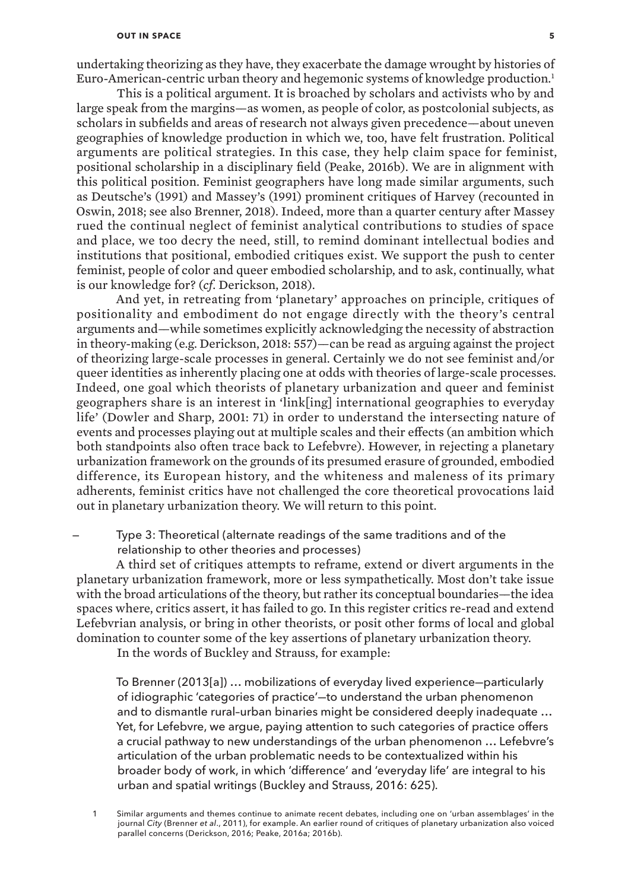undertaking theorizing as they have, they exacerbate the damage wrought by histories of Euro-American-centric urban theory and hegemonic systems of knowledge production.[1]

This is a political argument. It is broached by scholars and activists who by and large speak from the margins—as women, as people of color, as postcolonial subjects, as scholars in subfields and areas of research not always given precedence—about uneven geographies of knowledge production in which we, too, have felt frustration. Political arguments are political strategies. In this case, they help claim space for feminist, positional scholarship in a disciplinary field (Peake, 2016b). We are in alignment with this political position. Feminist geographers have long made similar arguments, such as Deutsche's (1991) and Massey's (1991) prominent critiques of Harvey (recounted in Oswin, 2018; see also Brenner, 2018). Indeed, more than a quarter century after Massey rued the continual neglect of feminist analytical contributions to studies of space and place, we too decry the need, still, to remind dominant intellectual bodies and institutions that positional, embodied critiques exist. We support the push to center feminist, people of color and queer embodied scholarship, and to ask, continually, what is our knowledge for? (*cf*. Derickson, 2018).

And yet, in retreating from 'planetary' approaches on principle, critiques of positionality and embodiment do not engage directly with the theory's central arguments and—while sometimes explicitly acknowledging the necessity of abstraction in theory-making (e.g. Derickson, 2018: 557)—can be read as arguing against the project of theorizing large-scale processes in general. Certainly we do not see feminist and/or queer identities as inherently placing one at odds with theories of large-scale processes. Indeed, one goal which theorists of planetary urbanization and queer and feminist geographers share is an interest in 'link[ing] international geographies to everyday life' (Dowler and Sharp, 2001: 71) in order to understand the intersecting nature of events and processes playing out at multiple scales and their effects (an ambition which both standpoints also often trace back to Lefebvre). However, in rejecting a planetary urbanization framework on the grounds of its presumed erasure of grounded, embodied difference, its European history, and the whiteness and maleness of its primary adherents, feminist critics have not challenged the core theoretical provocations laid out in planetary urbanization theory. We will return to this point.

– Type 3: Theoretical (alternate readings of the same traditions and of the relationship to other theories and processes)

A third set of critiques attempts to reframe, extend or divert arguments in the planetary urbanization framework, more or less sympathetically. Most don't take issue with the broad articulations of the theory, but rather its conceptual boundaries—the idea spaces where, critics assert, it has failed to go. In this register critics re-read and extend Lefebvrian analysis, or bring in other theorists, or posit other forms of local and global domination to counter some of the key assertions of planetary urbanization theory.

In the words of Buckley and Strauss, for example:

> To Brenner (2013[a]) … mobilizations of everyday lived experience—particularly of idiographic 'categories of practice'—to understand the urban phenomenon and to dismantle rural–urban binaries might be considered deeply inadequate … Yet, for Lefebvre, we argue, paying attention to such categories of practice offers a crucial pathway to new understandings of the urban phenomenon … Lefebvre's articulation of the urban problematic needs to be contextualized within his broader body of work, in which 'difference' and 'everyday life' are integral to his urban and spatial writings (Buckley and Strauss, 2016: 625).

[1] Similar arguments and themes continue to animate recent debates, including one on 'urban assemblages' in the journal *City* (Brenner *et al*., 2011), for example. An earlier round of critiques of planetary urbanization also voiced parallel concerns (Derickson, 2016; Peake, 2016a; 2016b).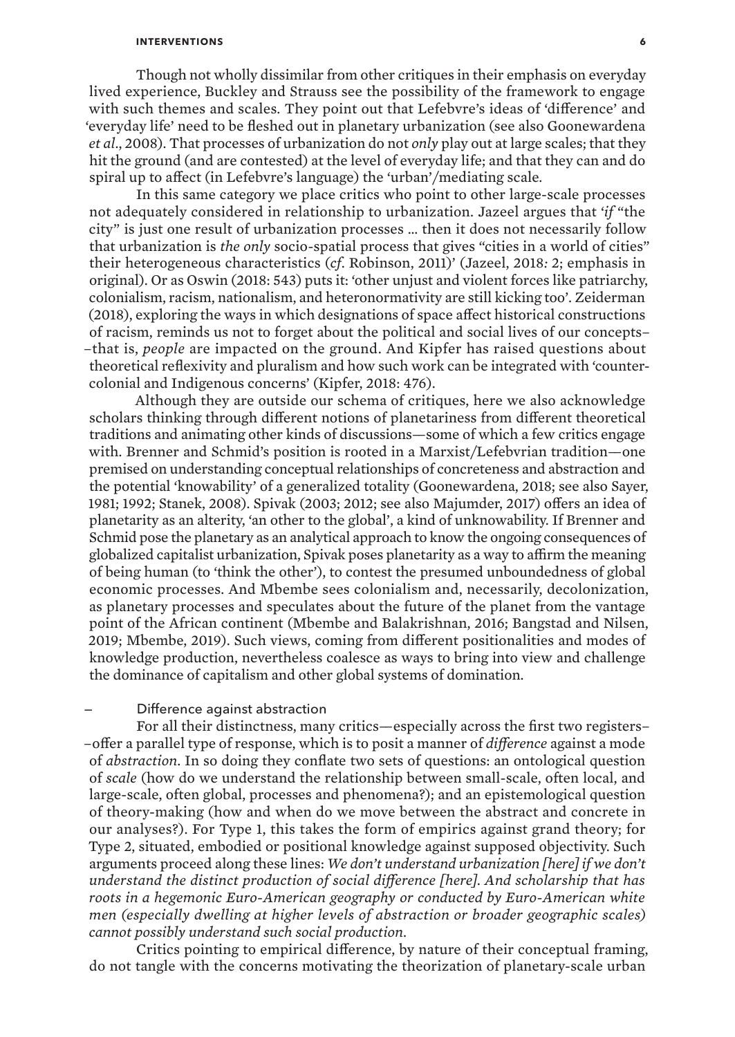Though not wholly dissimilar from other critiques in their emphasis on everyday lived experience, Buckley and Strauss see the possibility of the framework to engage with such themes and scales. They point out that Lefebvre's ideas of 'difference' and 'everyday life' need to be fleshed out in planetary urbanization (see also Goonewardena *et al*., 2008). That processes of urbanization do not *only* play out at large scales; that they hit the ground (and are contested) at the level of everyday life; and that they can and do spiral up to affect (in Lefebvre's language) the 'urban'/mediating scale.

In this same category we place critics who point to other large-scale processes not adequately considered in relationship to urbanization. Jazeel argues that '*if* "the city" is just one result of urbanization processes … then it does not necessarily follow that urbanization is *the only* socio-spatial process that gives "cities in a world of cities" their heterogeneous characteristics (*cf*. Robinson, 2011)' (Jazeel, 2018: 2; emphasis in original). Or as Oswin (2018: 543) puts it: 'other unjust and violent forces like patriarchy, colonialism, racism, nationalism, and heteronormativity are still kicking too'. Zeiderman (2018), exploring the ways in which designations of space affect historical constructions of racism, reminds us not to forget about the political and social lives of our concepts—that is, *people* are impacted on the ground. And Kipfer has raised questions about theoretical reflexivity and pluralism and how such work can be integrated with 'counter-colonial and Indigenous concerns' (Kipfer, 2018: 476).

Although they are outside our schema of critiques, here we also acknowledge scholars thinking through different notions of planetariness from different theoretical traditions and animating other kinds of discussions—some of which a few critics engage with. Brenner and Schmid's position is rooted in a Marxist/Lefebvrian tradition—one premised on understanding conceptual relationships of concreteness and abstraction and the potential 'knowability' of a generalized totality (Goonewardena, 2018; see also Sayer, 1981; 1992; Stanek, 2008). Spivak (2003; 2012; see also Majumder, 2017) offers an idea of planetarity as an alterity, 'an other to the global', a kind of unknowability. If Brenner and Schmid pose the planetary as an analytical approach to know the ongoing consequences of globalized capitalist urbanization, Spivak poses planetarity as a way to affirm the meaning of being human (to 'think the other'), to contest the presumed unboundedness of global economic processes. And Mbembe sees colonialism and, necessarily, decolonization, as planetary processes and speculates about the future of the planet from the vantage point of the African continent (Mbembe and Balakrishnan, 2016; Bangstad and Nilsen, 2019; Mbembe, 2019). Such views, coming from different positionalities and modes of knowledge production, nevertheless coalesce as ways to bring into view and challenge the dominance of capitalism and other global systems of domination.

### — Difference against abstraction

For all their distinctness, many critics—especially across the first two registers—offer a parallel type of response, which is to posit a manner of *difference* against a mode of *abstraction*. In so doing they conflate two sets of questions: an ontological question of *scale* (how do we understand the relationship between small-scale, often local, and large-scale, often global, processes and phenomena?); and an epistemological question of theory-making (how and when do we move between the abstract and concrete in our analyses?). For Type 1, this takes the form of empirics against grand theory; for Type 2, situated, embodied or positional knowledge against supposed objectivity. Such arguments proceed along these lines: *We don't understand urbanization [here] if we don't understand the distinct production of social difference [here]. And scholarship that has roots in a hegemonic Euro-American geography or conducted by Euro-American white men (especially dwelling at higher levels of abstraction or broader geographic scales) cannot possibly understand such social production.*

Critics pointing to empirical difference, by nature of their conceptual framing, do not tangle with the concerns motivating the theorization of planetary-scale urban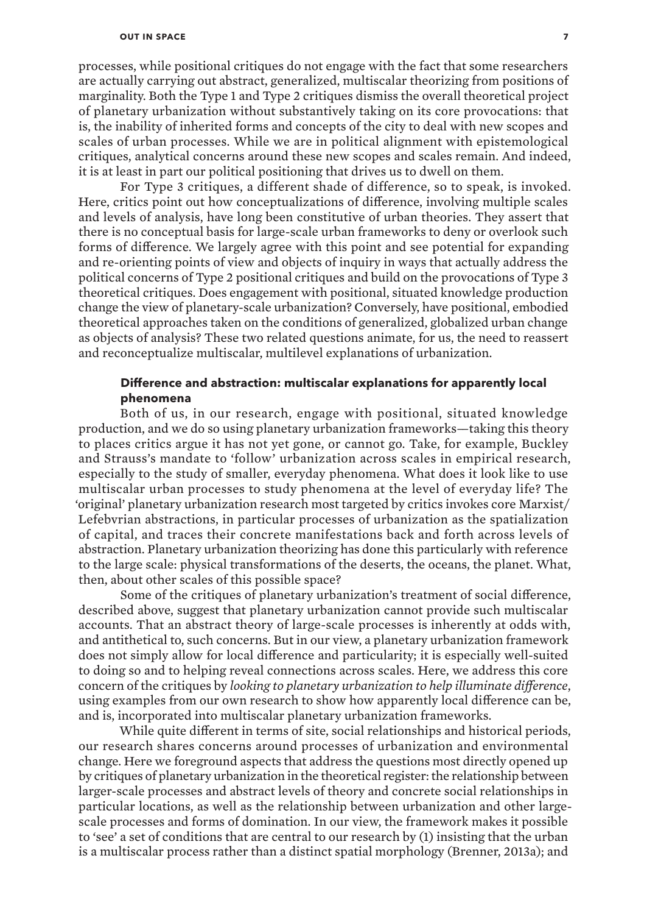processes, while positional critiques do not engage with the fact that some researchers are actually carrying out abstract, generalized, multiscalar theorizing from positions of marginality. Both the Type 1 and Type 2 critiques dismiss the overall theoretical project of planetary urbanization without substantively taking on its core provocations: that is, the inability of inherited forms and concepts of the city to deal with new scopes and scales of urban processes. While we are in political alignment with epistemological critiques, analytical concerns around these new scopes and scales remain. And indeed, it is at least in part our political positioning that drives us to dwell on them.

For Type 3 critiques, a different shade of difference, so to speak, is invoked. Here, critics point out how conceptualizations of difference, involving multiple scales and levels of analysis, have long been constitutive of urban theories. They assert that there is no conceptual basis for large-scale urban frameworks to deny or overlook such forms of difference. We largely agree with this point and see potential for expanding and re-orienting points of view and objects of inquiry in ways that actually address the political concerns of Type 2 positional critiques and build on the provocations of Type 3 theoretical critiques. Does engagement with positional, situated knowledge production change the view of planetary-scale urbanization? Conversely, have positional, embodied theoretical approaches taken on the conditions of generalized, globalized urban change as objects of analysis? These two related questions animate, for us, the need to reassert and reconceptualize multiscalar, multilevel explanations of urbanization.

### Difference and abstraction: multiscalar explanations for apparently local phenomena

Both of us, in our research, engage with positional, situated knowledge production, and we do so using planetary urbanization frameworks—taking this theory to places critics argue it has not yet gone, or cannot go. Take, for example, Buckley and Strauss's mandate to 'follow' urbanization across scales in empirical research, especially to the study of smaller, everyday phenomena. What does it look like to use multiscalar urban processes to study phenomena at the level of everyday life? The 'original' planetary urbanization research most targeted by critics invokes core Marxist/Lefebvrian abstractions, in particular processes of urbanization as the spatialization of capital, and traces their concrete manifestations back and forth across levels of abstraction. Planetary urbanization theorizing has done this particularly with reference to the large scale: physical transformations of the deserts, the oceans, the planet. What, then, about other scales of this possible space?

Some of the critiques of planetary urbanization's treatment of social difference, described above, suggest that planetary urbanization cannot provide such multiscalar accounts. That an abstract theory of large-scale processes is inherently at odds with, and antithetical to, such concerns. But in our view, a planetary urbanization framework does not simply allow for local difference and particularity; it is especially well-suited to doing so and to helping reveal connections across scales. Here, we address this core concern of the critiques by *looking to planetary urbanization to help illuminate difference*, using examples from our own research to show how apparently local difference can be, and is, incorporated into multiscalar planetary urbanization frameworks.

While quite different in terms of site, social relationships and historical periods, our research shares concerns around processes of urbanization and environmental change. Here we foreground aspects that address the questions most directly opened up by critiques of planetary urbanization in the theoretical register: the relationship between larger-scale processes and abstract levels of theory and concrete social relationships in particular locations, as well as the relationship between urbanization and other large-scale processes and forms of domination. In our view, the framework makes it possible to 'see' a set of conditions that are central to our research by (1) insisting that the urban is a multiscalar process rather than a distinct spatial morphology (Brenner, 2013a); and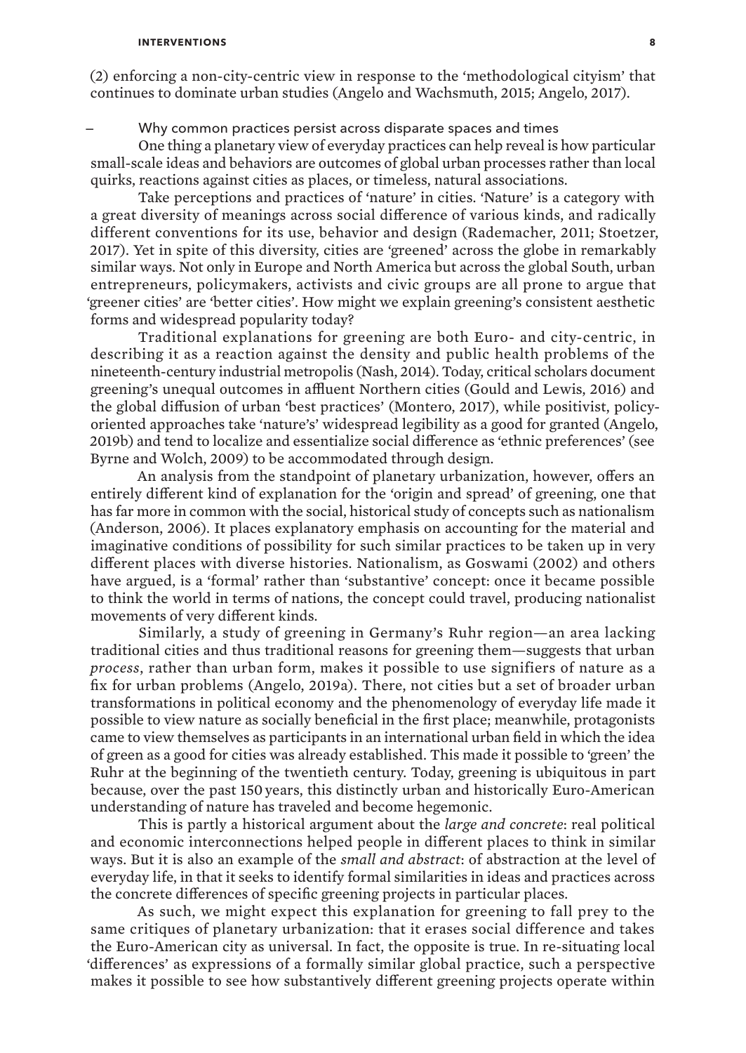(2) enforcing a non-city-centric view in response to the 'methodological cityism' that continues to dominate urban studies (Angelo and Wachsmuth, 2015; Angelo, 2017).

### – Why common practices persist across disparate spaces and times

One thing a planetary view of everyday practices can help reveal is how particular small-scale ideas and behaviors are outcomes of global urban processes rather than local quirks, reactions against cities as places, or timeless, natural associations.

Take perceptions and practices of 'nature' in cities. 'Nature' is a category with a great diversity of meanings across social difference of various kinds, and radically different conventions for its use, behavior and design (Rademacher, 2011; Stoetzer, 2017). Yet in spite of this diversity, cities are 'greened' across the globe in remarkably similar ways. Not only in Europe and North America but across the global South, urban entrepreneurs, policymakers, activists and civic groups are all prone to argue that 'greener cities' are 'better cities'. How might we explain greening's consistent aesthetic forms and widespread popularity today?

Traditional explanations for greening are both Euro- and city-centric, in describing it as a reaction against the density and public health problems of the nineteenth-century industrial metropolis (Nash, 2014). Today, critical scholars document greening's unequal outcomes in affluent Northern cities (Gould and Lewis, 2016) and the global diffusion of urban 'best practices' (Montero, 2017), while positivist, policy-oriented approaches take 'nature's' widespread legibility as a good for granted (Angelo, 2019b) and tend to localize and essentialize social difference as 'ethnic preferences' (see Byrne and Wolch, 2009) to be accommodated through design.

An analysis from the standpoint of planetary urbanization, however, offers an entirely different kind of explanation for the 'origin and spread' of greening, one that has far more in common with the social, historical study of concepts such as nationalism (Anderson, 2006). It places explanatory emphasis on accounting for the material and imaginative conditions of possibility for such similar practices to be taken up in very different places with diverse histories. Nationalism, as Goswami (2002) and others have argued, is a 'formal' rather than 'substantive' concept: once it became possible to think the world in terms of nations, the concept could travel, producing nationalist movements of very different kinds.

Similarly, a study of greening in Germany's Ruhr region—an area lacking traditional cities and thus traditional reasons for greening them—suggests that urban *process*, rather than urban form, makes it possible to use signifiers of nature as a fix for urban problems (Angelo, 2019a). There, not cities but a set of broader urban transformations in political economy and the phenomenology of everyday life made it possible to view nature as socially beneficial in the first place; meanwhile, protagonists came to view themselves as participants in an international urban field in which the idea of green as a good for cities was already established. This made it possible to 'green' the Ruhr at the beginning of the twentieth century. Today, greening is ubiquitous in part because, over the past 150 years, this distinctly urban and historically Euro-American understanding of nature has traveled and become hegemonic.

This is partly a historical argument about the *large and concrete*: real political and economic interconnections helped people in different places to think in similar ways. But it is also an example of the *small and abstract*: of abstraction at the level of everyday life, in that it seeks to identify formal similarities in ideas and practices across the concrete differences of specific greening projects in particular places.

As such, we might expect this explanation for greening to fall prey to the same critiques of planetary urbanization: that it erases social difference and takes the Euro-American city as universal. In fact, the opposite is true. In re-situating local 'differences' as expressions of a formally similar global practice, such a perspective makes it possible to see how substantively different greening projects operate within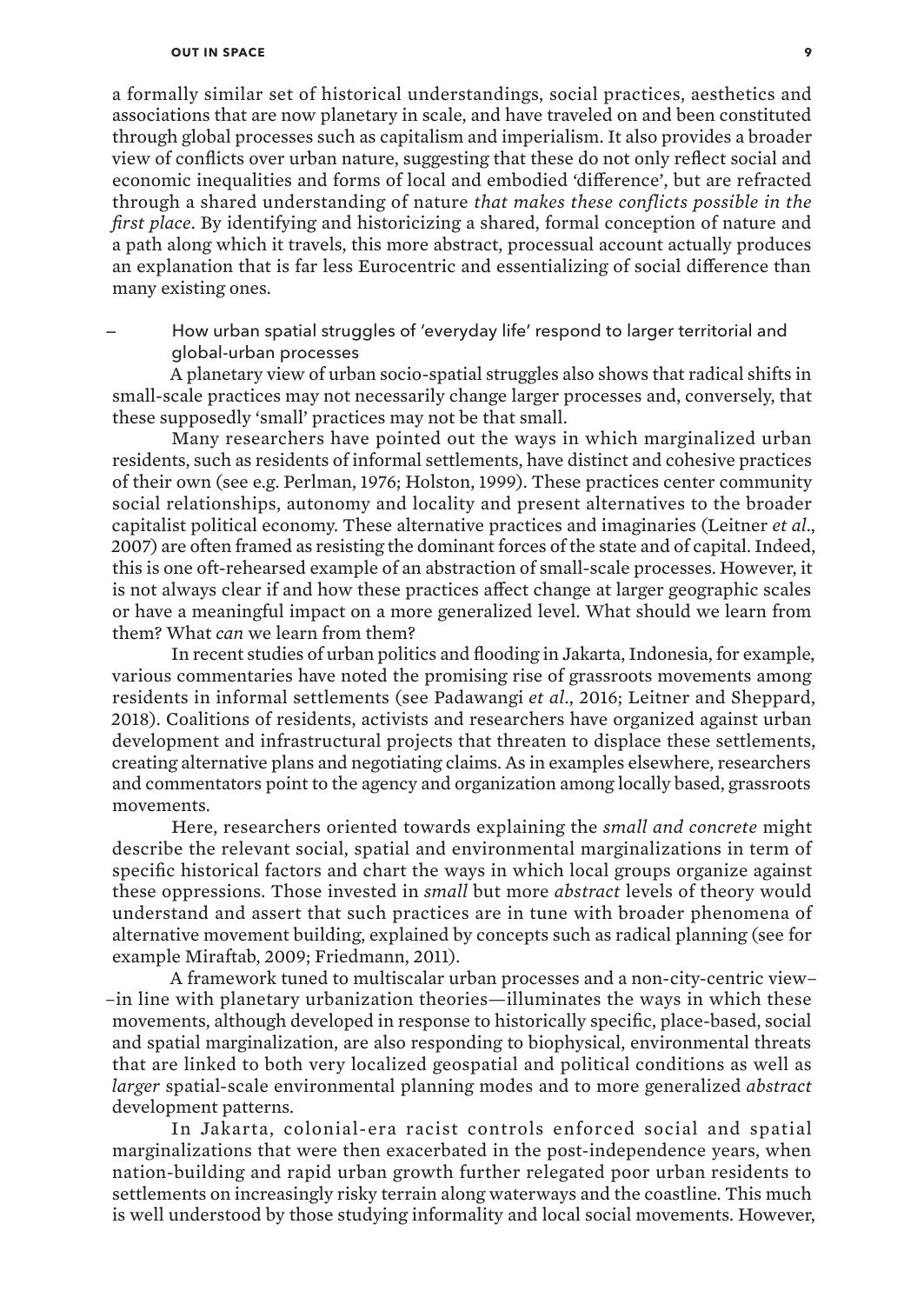a formally similar set of historical understandings, social practices, aesthetics and associations that are now planetary in scale, and have traveled on and been constituted through global processes such as capitalism and imperialism. It also provides a broader view of conflicts over urban nature, suggesting that these do not only reflect social and economic inequalities and forms of local and embodied 'difference', but are refracted through a shared understanding of nature *that makes these conflicts possible in the first place*. By identifying and historicizing a shared, formal conception of nature and a path along which it travels, this more abstract, processual account actually produces an explanation that is far less Eurocentric and essentializing of social difference than many existing ones.

— How urban spatial struggles of 'everyday life' respond to larger territorial and global-urban processes

A planetary view of urban socio-spatial struggles also shows that radical shifts in small-scale practices may not necessarily change larger processes and, conversely, that these supposedly 'small' practices may not be that small.

Many researchers have pointed out the ways in which marginalized urban residents, such as residents of informal settlements, have distinct and cohesive practices of their own (see e.g. Perlman, 1976; Holston, 1999). These practices center community social relationships, autonomy and locality and present alternatives to the broader capitalist political economy. These alternative practices and imaginaries (Leitner *et al*., 2007) are often framed as resisting the dominant forces of the state and of capital. Indeed, this is one oft-rehearsed example of an abstraction of small-scale processes. However, it is not always clear if and how these practices affect change at larger geographic scales or have a meaningful impact on a more generalized level. What should we learn from them? What *can* we learn from them?

In recent studies of urban politics and flooding in Jakarta, Indonesia, for example, various commentaries have noted the promising rise of grassroots movements among residents in informal settlements (see Padawangi *et al*., 2016; Leitner and Sheppard, 2018). Coalitions of residents, activists and researchers have organized against urban development and infrastructural projects that threaten to displace these settlements, creating alternative plans and negotiating claims. As in examples elsewhere, researchers and commentators point to the agency and organization among locally based, grassroots movements.

Here, researchers oriented towards explaining the *small and concrete* might describe the relevant social, spatial and environmental marginalizations in term of specific historical factors and chart the ways in which local groups organize against these oppressions. Those invested in *small* but more *abstract* levels of theory would understand and assert that such practices are in tune with broader phenomena of alternative movement building, explained by concepts such as radical planning (see for example Miraftab, 2009; Friedmann, 2011).

A framework tuned to multiscalar urban processes and a non-city-centric view––in line with planetary urbanization theories—illuminates the ways in which these movements, although developed in response to historically specific, place-based, social and spatial marginalization, are also responding to biophysical, environmental threats that are linked to both very localized geospatial and political conditions as well as *larger* spatial-scale environmental planning modes and to more generalized *abstract* development patterns.

In Jakarta, colonial-era racist controls enforced social and spatial marginalizations that were then exacerbated in the post-independence years, when nation-building and rapid urban growth further relegated poor urban residents to settlements on increasingly risky terrain along waterways and the coastline. This much is well understood by those studying informality and local social movements. However,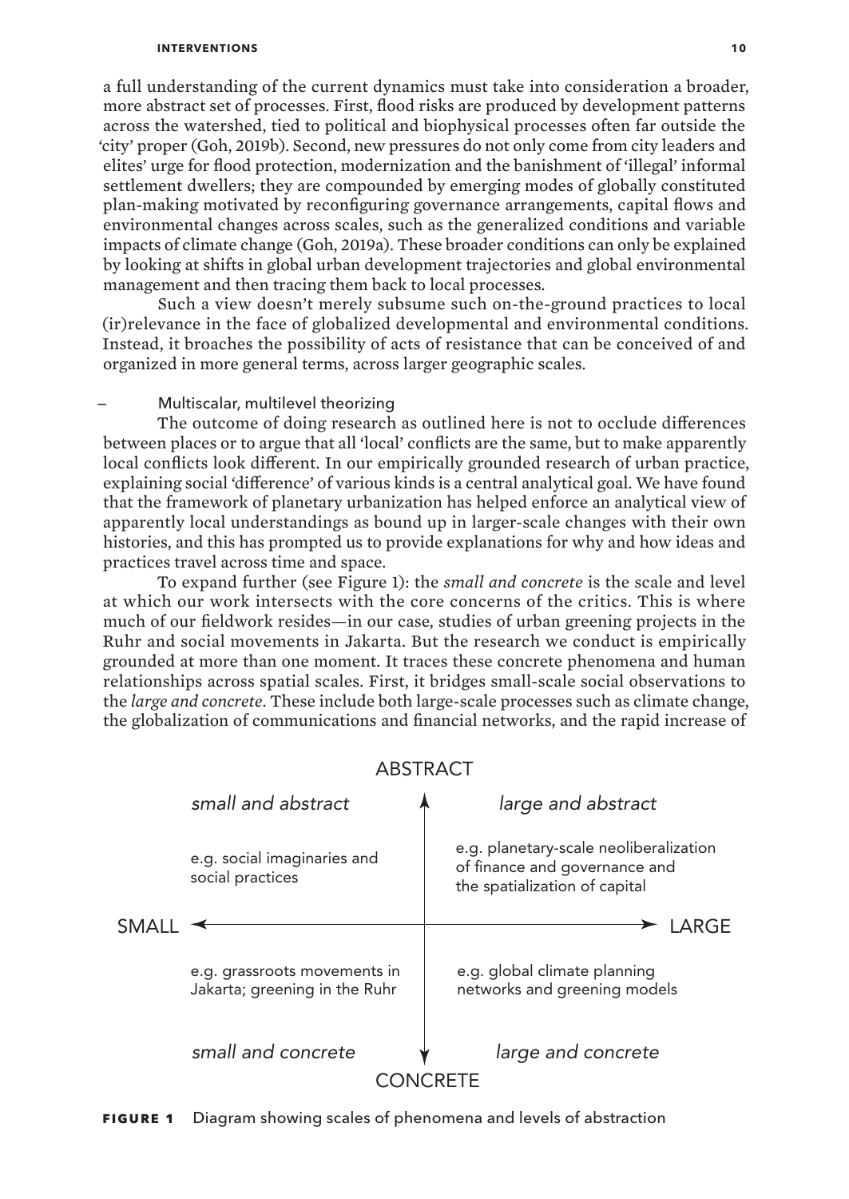a full understanding of the current dynamics must take into consideration a broader, more abstract set of processes. First, flood risks are produced by development patterns across the watershed, tied to political and biophysical processes often far outside the 'city' proper (Goh, 2019b). Second, new pressures do not only come from city leaders and elites' urge for flood protection, modernization and the banishment of 'illegal' informal settlement dwellers; they are compounded by emerging modes of globally constituted plan-making motivated by reconfiguring governance arrangements, capital flows and environmental changes across scales, such as the generalized conditions and variable impacts of climate change (Goh, 2019a). These broader conditions can only be explained by looking at shifts in global urban development trajectories and global environmental management and then tracing them back to local processes.

Such a view doesn't merely subsume such on-the-ground practices to local (ir)relevance in the face of globalized developmental and environmental conditions. Instead, it broaches the possibility of acts of resistance that can be conceived of and organized in more general terms, across larger geographic scales.

### — Multiscalar, multilevel theorizing

The outcome of doing research as outlined here is not to occlude differences between places or to argue that all 'local' conflicts are the same, but to make apparently local conflicts look different. In our empirically grounded research of urban practice, explaining social 'difference' of various kinds is a central analytical goal. We have found that the framework of planetary urbanization has helped enforce an analytical view of apparently local understandings as bound up in larger-scale changes with their own histories, and this has prompted us to provide explanations for why and how ideas and practices travel across time and space.

To expand further (see Figure 1): the *small and concrete* is the scale and level at which our work intersects with the core concerns of the critics. This is where much of our fieldwork resides—in our case, studies of urban greening projects in the Ruhr and social movements in Jakarta. But the research we conduct is empirically grounded at more than one moment. It traces these concrete phenomena and human relationships across spatial scales. First, it bridges small-scale social observations to the *large and concrete*. These include both large-scale processes such as climate change, the globalization of communications and financial networks, and the rapid increase of

ABSTRACT

*small and abstract*

e.g. social imaginaries and social practices

*large and abstract*

e.g. planetary-scale neoliberalization of finance and governance and the spatialization of capital

SMALL

LARGE

e.g. grassroots movements in Jakarta; greening in the Ruhr

*small and concrete*

e.g. global climate planning networks and greening models

*large and concrete*

CONCRETE

**FIGURE 1** Diagram showing scales of phenomena and levels of abstraction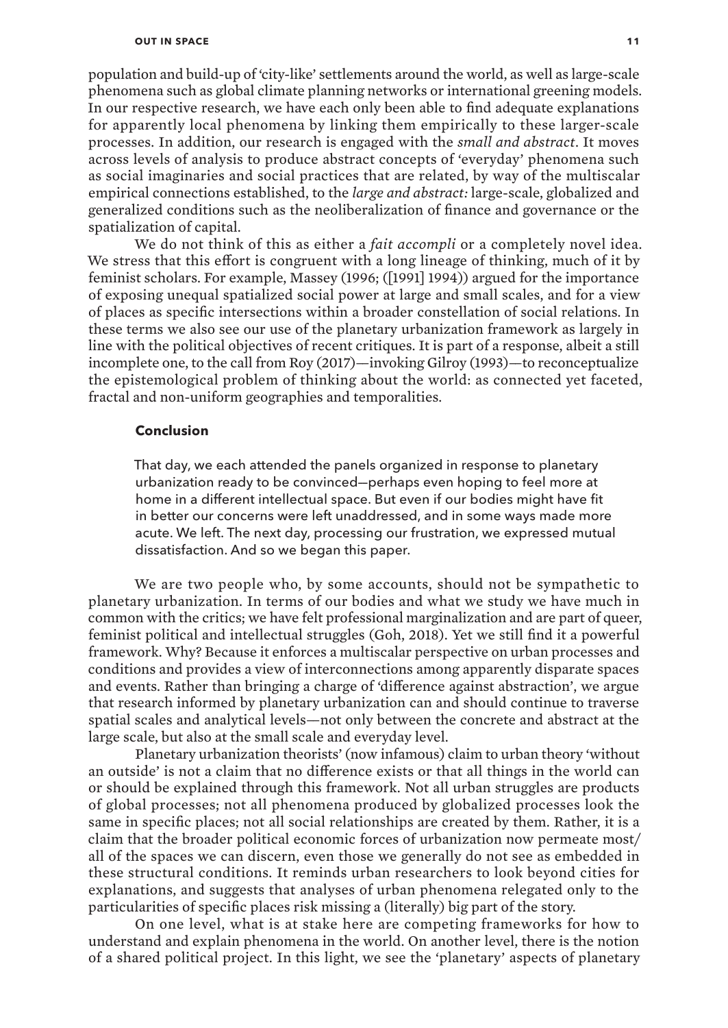population and build-up of 'city-like' settlements around the world, as well as large-scale phenomena such as global climate planning networks or international greening models. In our respective research, we have each only been able to find adequate explanations for apparently local phenomena by linking them empirically to these larger-scale processes. In addition, our research is engaged with the *small and abstract*. It moves across levels of analysis to produce abstract concepts of 'everyday' phenomena such as social imaginaries and social practices that are related, by way of the multiscalar empirical connections established, to the *large and abstract:* large-scale, globalized and generalized conditions such as the neoliberalization of finance and governance or the spatialization of capital.

We do not think of this as either a *fait accompli* or a completely novel idea. We stress that this effort is congruent with a long lineage of thinking, much of it by feminist scholars. For example, Massey (1996; ([1991] 1994)) argued for the importance of exposing unequal spatialized social power at large and small scales, and for a view of places as specific intersections within a broader constellation of social relations. In these terms we also see our use of the planetary urbanization framework as largely in line with the political objectives of recent critiques. It is part of a response, albeit a still incomplete one, to the call from Roy (2017)—invoking Gilroy (1993)—to reconceptualize the epistemological problem of thinking about the world: as connected yet faceted, fractal and non-uniform geographies and temporalities.

## Conclusion

> That day, we each attended the panels organized in response to planetary urbanization ready to be convinced—perhaps even hoping to feel more at home in a different intellectual space. But even if our bodies might have fit in better our concerns were left unaddressed, and in some ways made more acute. We left. The next day, processing our frustration, we expressed mutual dissatisfaction. And so we began this paper.

We are two people who, by some accounts, should not be sympathetic to planetary urbanization. In terms of our bodies and what we study we have much in common with the critics; we have felt professional marginalization and are part of queer, feminist political and intellectual struggles (Goh, 2018). Yet we still find it a powerful framework. Why? Because it enforces a multiscalar perspective on urban processes and conditions and provides a view of interconnections among apparently disparate spaces and events. Rather than bringing a charge of 'difference against abstraction', we argue that research informed by planetary urbanization can and should continue to traverse spatial scales and analytical levels—not only between the concrete and abstract at the large scale, but also at the small scale and everyday level.

Planetary urbanization theorists' (now infamous) claim to urban theory 'without an outside' is not a claim that no difference exists or that all things in the world can or should be explained through this framework. Not all urban struggles are products of global processes; not all phenomena produced by globalized processes look the same in specific places; not all social relationships are created by them. Rather, it is a claim that the broader political economic forces of urbanization now permeate most/all of the spaces we can discern, even those we generally do not see as embedded in these structural conditions. It reminds urban researchers to look beyond cities for explanations, and suggests that analyses of urban phenomena relegated only to the particularities of specific places risk missing a (literally) big part of the story.

On one level, what is at stake here are competing frameworks for how to understand and explain phenomena in the world. On another level, there is the notion of a shared political project. In this light, we see the 'planetary' aspects of planetary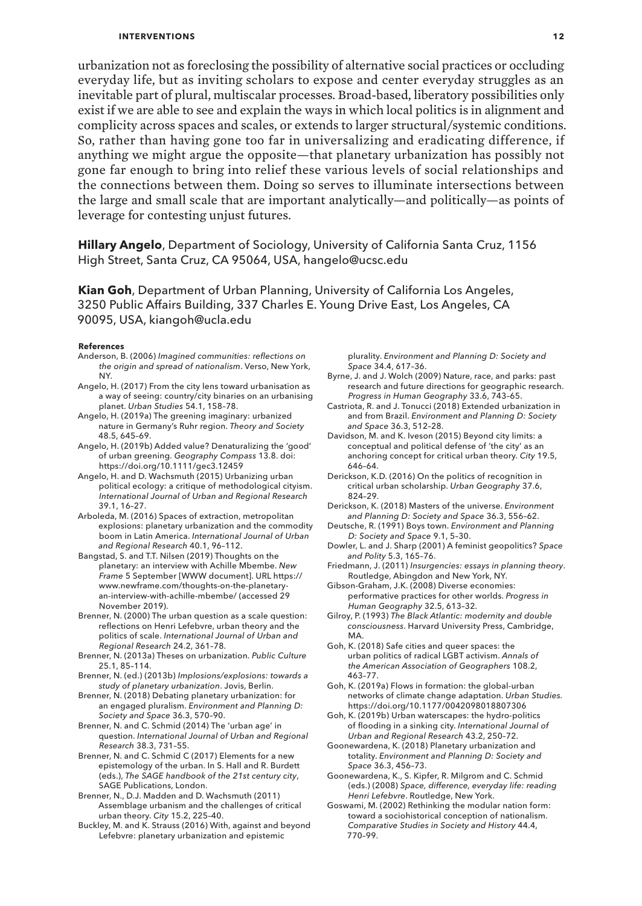urbanization not as foreclosing the possibility of alternative social practices or occluding everyday life, but as inviting scholars to expose and center everyday struggles as an inevitable part of plural, multiscalar processes. Broad-based, liberatory possibilities only exist if we are able to see and explain the ways in which local politics is in alignment and complicity across spaces and scales, or extends to larger structural/systemic conditions. So, rather than having gone too far in universalizing and eradicating difference, if anything we might argue the opposite—that planetary urbanization has possibly not gone far enough to bring into relief these various levels of social relationships and the connections between them. Doing so serves to illuminate intersections between the large and small scale that are important analytically—and politically—as points of leverage for contesting unjust futures.

**Hillary Angelo**, Department of Sociology, University of California Santa Cruz, 1156 High Street, Santa Cruz, CA 95064, USA, hangelo@ucsc.edu

**Kian Goh**, Department of Urban Planning, University of California Los Angeles, 3250 Public Affairs Building, 337 Charles E. Young Drive East, Los Angeles, CA 90095, USA, kiangoh@ucla.edu

**References**

Anderson, B. (2006) *Imagined communities: reflections on the origin and spread of nationalism*. Verso, New York, NY.

Angelo, H. (2017) From the city lens toward urbanisation as a way of seeing: country/city binaries on an urbanising planet. *Urban Studies* 54.1, 158–78.

Angelo, H. (2019a) The greening imaginary: urbanized nature in Germany's Ruhr region. *Theory and Society* 48.5, 645–69.

Angelo, H. (2019b) Added value? Denaturalizing the 'good' of urban greening. *Geography Compass* 13.8. doi: https://doi.org/10.1111/gec3.12459

Angelo, H. and D. Wachsmuth (2015) Urbanizing urban political ecology: a critique of methodological cityism. *International Journal of Urban and Regional Research* 39.1, 16–27.

Arboleda, M. (2016) Spaces of extraction, metropolitan explosions: planetary urbanization and the commodity boom in Latin America. *International Journal of Urban and Regional Research* 40.1, 96–112.

Bangstad, S. and T.T. Nilsen (2019) Thoughts on the planetary: an interview with Achille Mbembe. *New Frame* 5 September [WWW document]. URL https://www.newframe.com/thoughts-on-the-planetary-an-interview-with-achille-mbembe/ (accessed 29 November 2019).

Brenner, N. (2000) The urban question as a scale question: reflections on Henri Lefebvre, urban theory and the politics of scale. *International Journal of Urban and Regional Research* 24.2, 361–78.

Brenner, N. (2013a) Theses on urbanization. *Public Culture* 25.1, 85–114.

Brenner, N. (ed.) (2013b) *Implosions/explosions: towards a study of planetary urbanization*. Jovis, Berlin.

Brenner, N. (2018) Debating planetary urbanization: for an engaged pluralism. *Environment and Planning D: Society and Space* 36.3, 570–90.

Brenner, N. and C. Schmid (2014) The 'urban age' in question. *International Journal of Urban and Regional Research* 38.3, 731–55.

Brenner, N. and C. Schmid C (2017) Elements for a new epistemology of the urban. In S. Hall and R. Burdett (eds.), *The SAGE handbook of the 21st century city*, SAGE Publications, London.

Brenner, N., D.J. Madden and D. Wachsmuth (2011) Assemblage urbanism and the challenges of critical urban theory. *City* 15.2, 225–40.

Buckley, M. and K. Strauss (2016) With, against and beyond Lefebvre: planetary urbanization and epistemic plurality. *Environment and Planning D: Society and Space* 34.4, 617–36.

Byrne, J. and J. Wolch (2009) Nature, race, and parks: past research and future directions for geographic research. *Progress in Human Geography* 33.6, 743–65.

Castriota, R. and J. Tonucci (2018) Extended urbanization in and from Brazil. *Environment and Planning D: Society and Space* 36.3, 512–28.

Davidson, M. and K. Iveson (2015) Beyond city limits: a conceptual and political defense of 'the city' as an anchoring concept for critical urban theory. *City* 19.5, 646–64.

Derickson, K.D. (2016) On the politics of recognition in critical urban scholarship. *Urban Geography* 37.6, 824–29.

Derickson, K. (2018) Masters of the universe. *Environment and Planning D: Society and Space* 36.3, 556–62.

Deutsche, R. (1991) Boys town. *Environment and Planning D: Society and Space* 9.1, 5–30.

Dowler, L. and J. Sharp (2001) A feminist geopolitics? *Space and Polity* 5.3, 165–76.

Friedmann, J. (2011) *Insurgencies: essays in planning theory*. Routledge, Abingdon and New York, NY.

Gibson-Graham, J.K. (2008) Diverse economies: performative practices for other worlds. *Progress in Human Geography* 32.5, 613–32.

Gilroy, P. (1993) *The Black Atlantic: modernity and double consciousness*. Harvard University Press, Cambridge, MA.

Goh, K. (2018) Safe cities and queer spaces: the urban politics of radical LGBT activism. *Annals of the American Association of Geographers* 108.2, 463–77.

Goh, K. (2019a) Flows in formation: the global-urban networks of climate change adaptation. *Urban Studies*. https://doi.org/10.1177/0042098018807306

Goh, K. (2019b) Urban waterscapes: the hydro-politics of flooding in a sinking city. *International Journal of Urban and Regional Research* 43.2, 250–72.

Goonewardena, K. (2018) Planetary urbanization and totality. *Environment and Planning D: Society and Space* 36.3, 456–73.

Goonewardena, K., S. Kipfer, R. Milgrom and C. Schmid (eds.) (2008) *Space, difference, everyday life: reading Henri Lefebvre*. Routledge, New York.

Goswami, M. (2002) Rethinking the modular nation form: toward a sociohistorical conception of nationalism. *Comparative Studies in Society and History* 44.4, 770–99.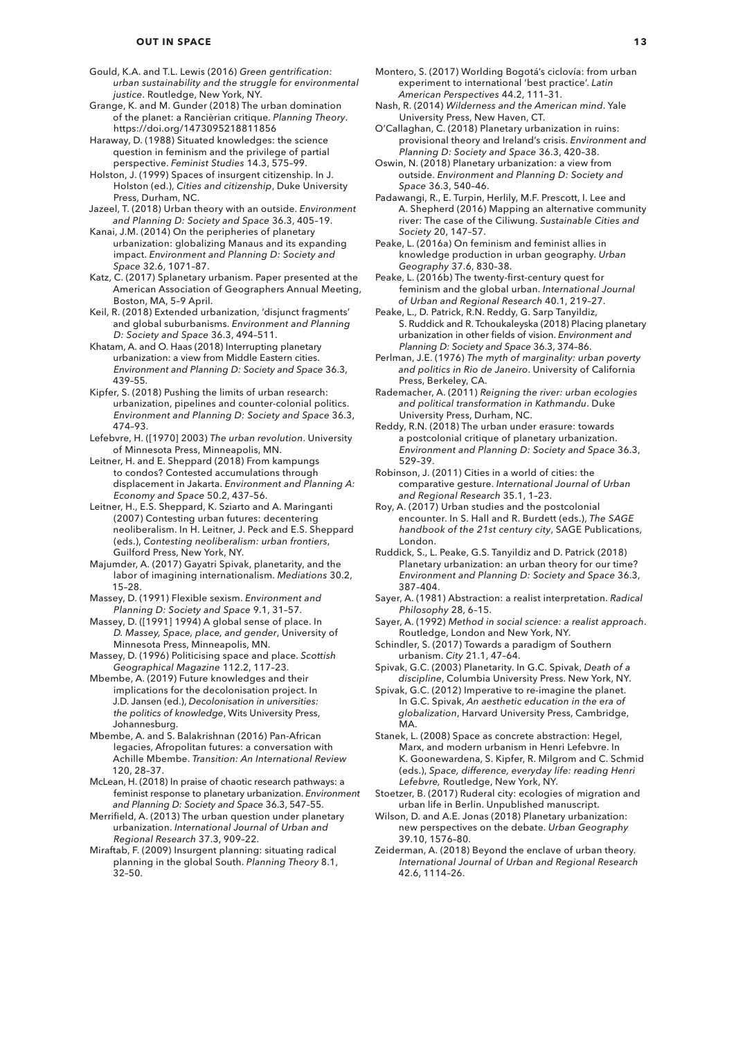Gould, K.A. and T.L. Lewis (2016) *Green gentrification: urban sustainability and the struggle for environmental justice*. Routledge, New York, NY.

Grange, K. and M. Gunder (2018) The urban domination of the planet: a Rancièrian critique. *Planning Theory*. https://doi.org/1473095218811856

Haraway, D. (1988) Situated knowledges: the science question in feminism and the privilege of partial perspective. *Feminist Studies* 14.3, 575–99.

Holston, J. (1999) Spaces of insurgent citizenship. In J. Holston (ed.), *Cities and citizenship*, Duke University Press, Durham, NC.

Jazeel, T. (2018) Urban theory with an outside. *Environment and Planning D: Society and Space* 36.3, 405–19.

Kanai, J.M. (2014) On the peripheries of planetary urbanization: globalizing Manaus and its expanding impact. *Environment and Planning D: Society and Space* 32.6, 1071–87.

Katz, C. (2017) Splanetary urbanism. Paper presented at the American Association of Geographers Annual Meeting, Boston, MA, 5–9 April.

Keil, R. (2018) Extended urbanization, 'disjunct fragments' and global suburbanisms. *Environment and Planning D: Society and Space* 36.3, 494–511.

Khatam, A. and O. Haas (2018) Interrupting planetary urbanization: a view from Middle Eastern cities. *Environment and Planning D: Society and Space* 36.3, 439–55.

Kipfer, S. (2018) Pushing the limits of urban research: urbanization, pipelines and counter-colonial politics. *Environment and Planning D: Society and Space* 36.3, 474–93.

Lefebvre, H. ([1970] 2003) *The urban revolution*. University of Minnesota Press, Minneapolis, MN.

Leitner, H. and E. Sheppard (2018) From kampungs to condos? Contested accumulations through displacement in Jakarta. *Environment and Planning A: Economy and Space* 50.2, 437–56.

Leitner, H., E.S. Sheppard, K. Sziarto and A. Maringanti (2007) Contesting urban futures: decentering neoliberalism. In H. Leitner, J. Peck and E.S. Sheppard (eds.), *Contesting neoliberalism: urban frontiers*, Guilford Press, New York, NY.

Majumder, A. (2017) Gayatri Spivak, planetarity, and the labor of imagining internationalism. *Mediations* 30.2, 15–28.

Massey, D. (1991) Flexible sexism. *Environment and Planning D: Society and Space* 9.1, 31–57.

Massey, D. ([1991] 1994) A global sense of place. In *D. Massey, Space, place, and gender*, University of Minnesota Press, Minneapolis, MN.

Massey, D. (1996) Politicising space and place. *Scottish Geographical Magazine* 112.2, 117–23.

Mbembe, A. (2019) Future knowledges and their implications for the decolonisation project. In J.D. Jansen (ed.), *Decolonisation in universities: the politics of knowledge*, Wits University Press, Johannesburg.

Mbembe, A. and S. Balakrishnan (2016) Pan-African legacies, Afropolitan futures: a conversation with Achille Mbembe. *Transition: An International Review* 120, 28–37.

McLean, H. (2018) In praise of chaotic research pathways: a feminist response to planetary urbanization. *Environment and Planning D: Society and Space* 36.3, 547–55.

Merrifield, A. (2013) The urban question under planetary urbanization. *International Journal of Urban and Regional Research* 37.3, 909–22.

Miraftab, F. (2009) Insurgent planning: situating radical planning in the global South. *Planning Theory* 8.1, 32–50.

Montero, S. (2017) Worlding Bogotá's ciclovía: from urban experiment to international 'best practice'. *Latin American Perspectives* 44.2, 111–31.

Nash, R. (2014) *Wilderness and the American mind*. Yale University Press, New Haven, CT.

O'Callaghan, C. (2018) Planetary urbanization in ruins: provisional theory and Ireland's crisis. *Environment and Planning D: Society and Space* 36.3, 420–38.

Oswin, N. (2018) Planetary urbanization: a view from outside. *Environment and Planning D: Society and Space* 36.3, 540–46.

Padawangi, R., E. Turpin, Herlily, M.F. Prescott, I. Lee and A. Shepherd (2016) Mapping an alternative community river: The case of the Ciliwung. *Sustainable Cities and Society* 20, 147–57.

Peake, L. (2016a) On feminism and feminist allies in knowledge production in urban geography. *Urban Geography* 37.6, 830–38.

Peake, L. (2016b) The twenty-first-century quest for feminism and the global urban. *International Journal of Urban and Regional Research* 40.1, 219–27.

Peake, L., D. Patrick, R.N. Reddy, G. Sarp Tanyildiz, S. Ruddick and R. Tchoukaleyska (2018) Placing planetary urbanization in other fields of vision. *Environment and Planning D: Society and Space* 36.3, 374–86.

Perlman, J.E. (1976) *The myth of marginality: urban poverty and politics in Rio de Janeiro*. University of California Press, Berkeley, CA.

Rademacher, A. (2011) *Reigning the river: urban ecologies and political transformation in Kathmandu*. Duke University Press, Durham, NC.

Reddy, R.N. (2018) The urban under erasure: towards a postcolonial critique of planetary urbanization. *Environment and Planning D: Society and Space* 36.3, 529–39.

Robinson, J. (2011) Cities in a world of cities: the comparative gesture. *International Journal of Urban and Regional Research* 35.1, 1–23.

Roy, A. (2017) Urban studies and the postcolonial encounter. In S. Hall and R. Burdett (eds.), *The SAGE handbook of the 21st century city*, SAGE Publications, London.

Ruddick, S., L. Peake, G.S. Tanyildiz and D. Patrick (2018) Planetary urbanization: an urban theory for our time? *Environment and Planning D: Society and Space* 36.3, 387–404.

Sayer, A. (1981) Abstraction: a realist interpretation. *Radical Philosophy* 28, 6–15.

Sayer, A. (1992) *Method in social science: a realist approach*. Routledge, London and New York, NY.

Schindler, S. (2017) Towards a paradigm of Southern urbanism. *City* 21.1, 47–64.

Spivak, G.C. (2003) Planetarity. In G.C. Spivak, *Death of a discipline*, Columbia University Press. New York, NY.

Spivak, G.C. (2012) Imperative to re-imagine the planet. In G.C. Spivak, *An aesthetic education in the era of globalization*, Harvard University Press, Cambridge, MA.

Stanek, L. (2008) Space as concrete abstraction: Hegel, Marx, and modern urbanism in Henri Lefebvre. In K. Goonewardena, S. Kipfer, R. Milgrom and C. Schmid (eds.), *Space, difference, everyday life: reading Henri Lefebvre,* Routledge, New York, NY.

Stoetzer, B. (2017) Ruderal city: ecologies of migration and urban life in Berlin. Unpublished manuscript.

Wilson, D. and A.E. Jonas (2018) Planetary urbanization: new perspectives on the debate. *Urban Geography* 39.10, 1576–80.

Zeiderman, A. (2018) Beyond the enclave of urban theory. *International Journal of Urban and Regional Research* 42.6, 1114–26.